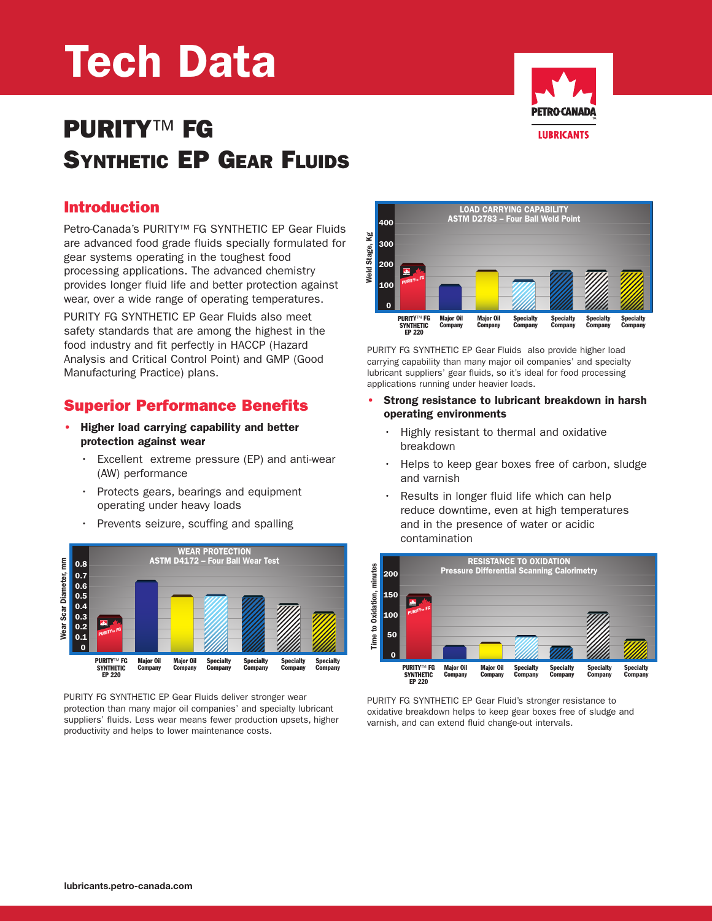# Tech Data

# PURITY™ FG
# SYNTHETIC EP GEAR FLUIDS

## Introduction

Petro-Canada's PURITY™ FG SYNTHETIC EP Gear Fluids are advanced food grade fluids specially formulated for gear systems operating in the toughest food processing applications. The advanced chemistry provides longer fluid life and better protection against wear, over a wide range of operating temperatures.

PURITY FG SYNTHETIC EP Gear Fluids also meet safety standards that are among the highest in the food industry and fit perfectly in HACCP (Hazard Analysis and Critical Control Point) and GMP (Good Manufacturing Practice) plans.

## Superior Performance Benefits

- **Higher load carrying capability and better protection against wear**
  - Excellent extreme pressure (EP) and anti-wear (AW) performance
  - Protects gears, bearings and equipment operating under heavy loads
  - Prevents seizure, scuffing and spalling

**WEAR PROTECTION**
**ASTM D4172 – Four Ball Wear Test**

Wear Scar Diameter, mm: 0, 0.1, 0.2, 0.3, 0.4, 0.5, 0.6, 0.7, 0.8

PURITY™ FG SYNTHETIC EP 220 | Major Oil Company | Major Oil Company | Specialty Company | Specialty Company | Specialty Company | Specialty Company

PURITY FG SYNTHETIC EP Gear Fluids deliver stronger wear protection than many major oil companies' and specialty lubricant suppliers' fluids. Less wear means fewer production upsets, higher productivity and helps to lower maintenance costs.

**LOAD CARRYING CAPABILITY**
**ASTM D2783 – Four Ball Weld Point**

Weld Stage, Kg: 0, 100, 200, 300, 400

PURITY™ FG SYNTHETIC EP 220 | Major Oil Company | Major Oil Company | Specialty Company | Specialty Company | Specialty Company | Specialty Company

PURITY FG SYNTHETIC EP Gear Fluids also provide higher load carrying capability than many major oil companies' and specialty lubricant suppliers' gear fluids, so it's ideal for food processing applications running under heavier loads.

- **Strong resistance to lubricant breakdown in harsh operating environments**
  - Highly resistant to thermal and oxidative breakdown
  - Helps to keep gear boxes free of carbon, sludge and varnish
  - Results in longer fluid life which can help reduce downtime, even at high temperatures and in the presence of water or acidic contamination

**RESISTANCE TO OXIDATION**
**Pressure Differential Scanning Calorimetry**

Time to Oxidation, minutes: 0, 50, 100, 150, 200

PURITY™ FG SYNTHETIC EP 220 | Major Oil Company | Major Oil Company | Specialty Company | Specialty Company | Specialty Company | Specialty Company

PURITY FG SYNTHETIC EP Gear Fluid's stronger resistance to oxidative breakdown helps to keep gear boxes free of sludge and varnish, and can extend fluid change-out intervals.

lubricants.petro-canada.com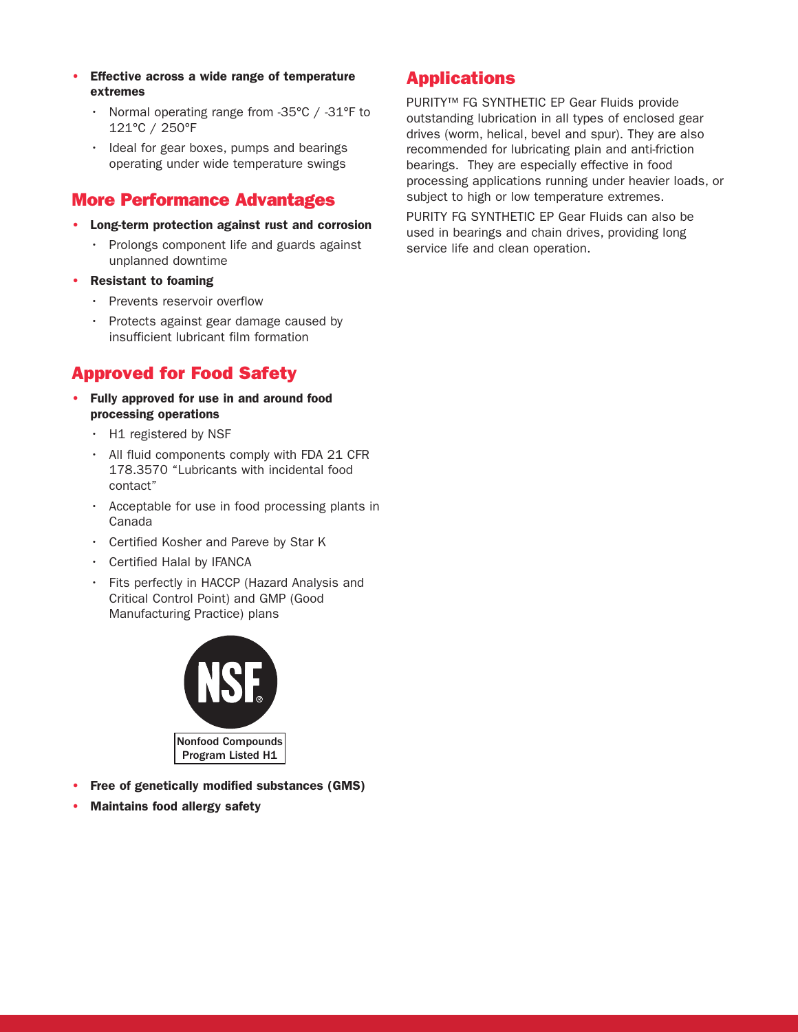- **Effective across a wide range of temperature extremes**
  - Normal operating range from -35°C / -31°F to 121°C / 250°F
  - Ideal for gear boxes, pumps and bearings operating under wide temperature swings

## More Performance Advantages

- **Long-term protection against rust and corrosion**
  - Prolongs component life and guards against unplanned downtime
- **Resistant to foaming**
  - Prevents reservoir overflow
  - Protects against gear damage caused by insufficient lubricant film formation

## Approved for Food Safety

- **Fully approved for use in and around food processing operations**
  - H1 registered by NSF
  - All fluid components comply with FDA 21 CFR 178.3570 “Lubricants with incidental food contact”
  - Acceptable for use in food processing plants in Canada
  - Certified Kosher and Pareve by Star K
  - Certified Halal by IFANCA
  - Fits perfectly in HACCP (Hazard Analysis and Critical Control Point) and GMP (Good Manufacturing Practice) plans

NSF®

Nonfood Compounds Program Listed H1

- **Free of genetically modified substances (GMS)**
- **Maintains food allergy safety**

## Applications

PURITY™ FG SYNTHETIC EP Gear Fluids provide outstanding lubrication in all types of enclosed gear drives (worm, helical, bevel and spur). They are also recommended for lubricating plain and anti-friction bearings. They are especially effective in food processing applications running under heavier loads, or subject to high or low temperature extremes.

PURITY FG SYNTHETIC EP Gear Fluids can also be used in bearings and chain drives, providing long service life and clean operation.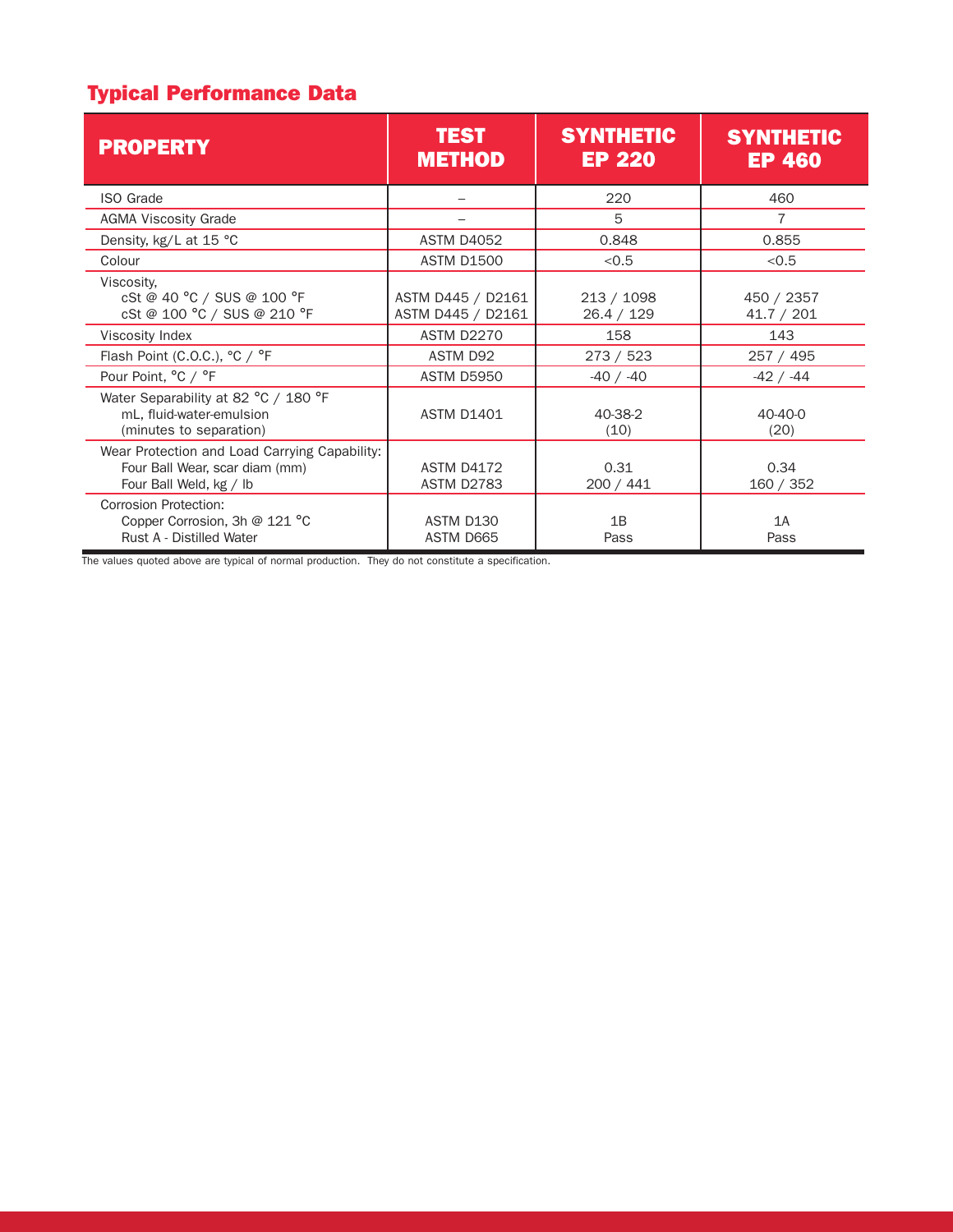## Typical Performance Data

| PROPERTY | TEST METHOD | SYNTHETIC EP 220 | SYNTHETIC EP 460 |
|---|---|---|---|
| ISO Grade | – | 220 | 460 |
| AGMA Viscosity Grade | – | 5 | 7 |
| Density, kg/L at 15 °C | ASTM D4052 | 0.848 | 0.855 |
| Colour | ASTM D1500 | <0.5 | <0.5 |
| Viscosity,<br>cSt @ 40 °C / SUS @ 100 °F<br>cSt @ 100 °C / SUS @ 210 °F | <br>ASTM D445 / D2161<br>ASTM D445 / D2161 | <br>213 / 1098<br>26.4 / 129 | <br>450 / 2357<br>41.7 / 201 |
| Viscosity Index | ASTM D2270 | 158 | 143 |
| Flash Point (C.O.C.), °C / °F | ASTM D92 | 273 / 523 | 257 / 495 |
| Pour Point, °C / °F | ASTM D5950 | -40 / -40 | -42 / -44 |
| Water Separability at 82 °C / 180 °F<br>mL, fluid-water-emulsion<br>(minutes to separation) | ASTM D1401 | 40-38-2<br>(10) | 40-40-0<br>(20) |
| Wear Protection and Load Carrying Capability:<br>Four Ball Wear, scar diam (mm)<br>Four Ball Weld, kg / lb | <br>ASTM D4172<br>ASTM D2783 | <br>0.31<br>200 / 441 | <br>0.34<br>160 / 352 |
| Corrosion Protection:<br>Copper Corrosion, 3h @ 121 °C<br>Rust A - Distilled Water | <br>ASTM D130<br>ASTM D665 | <br>1B<br>Pass | <br>1A<br>Pass |

The values quoted above are typical of normal production. They do not constitute a specification.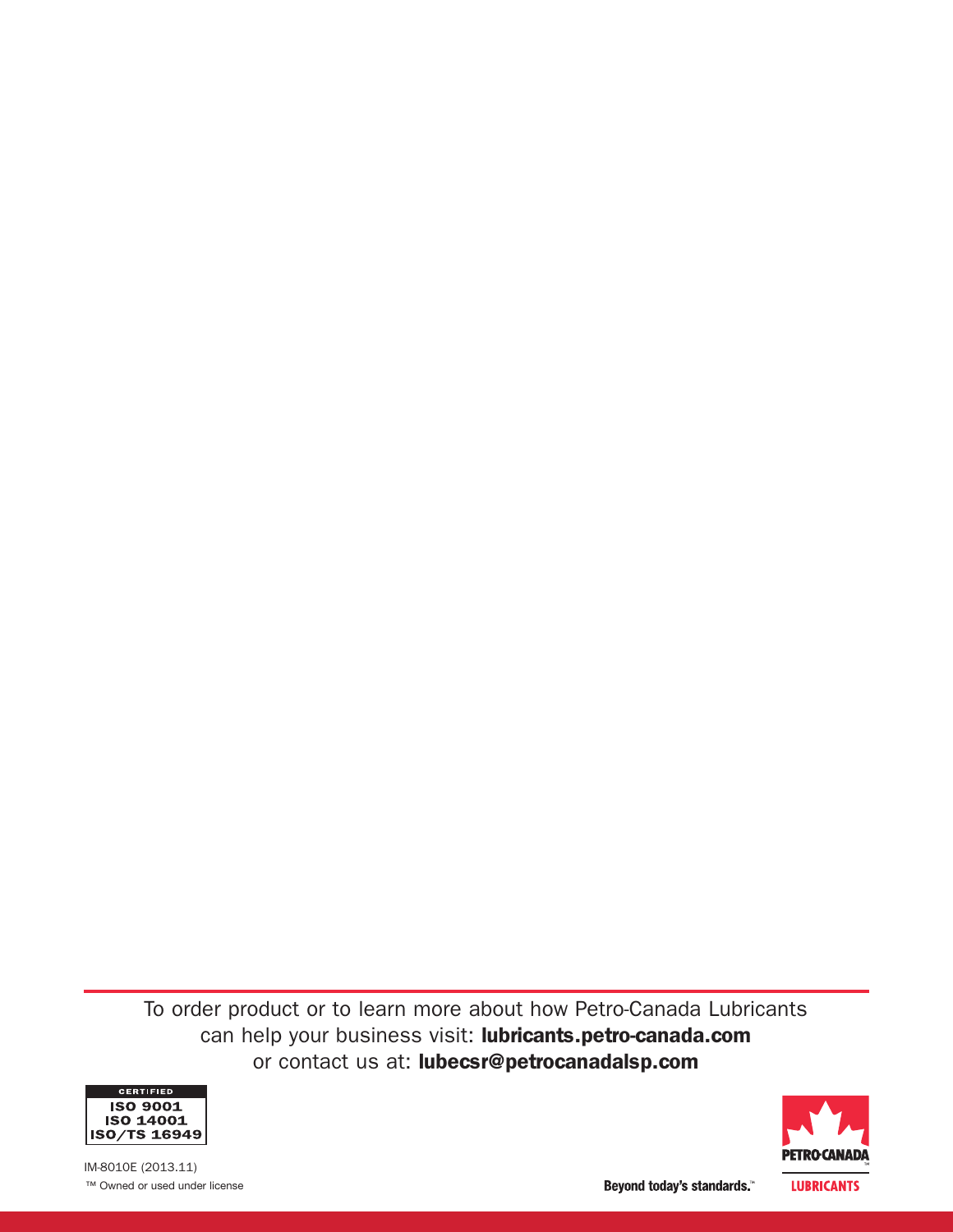To order product or to learn more about how Petro-Canada Lubricants can help your business visit: **lubricants.petro-canada.com** or contact us at: **lubecsr@petrocanadalsp.com**

CERTIFIED
ISO 9001
ISO 14001
ISO/TS 16949

IM-8010E (2013.11)

™ Owned or used under license

Beyond today's standards.™

PETRO-CANADA LUBRICANTS